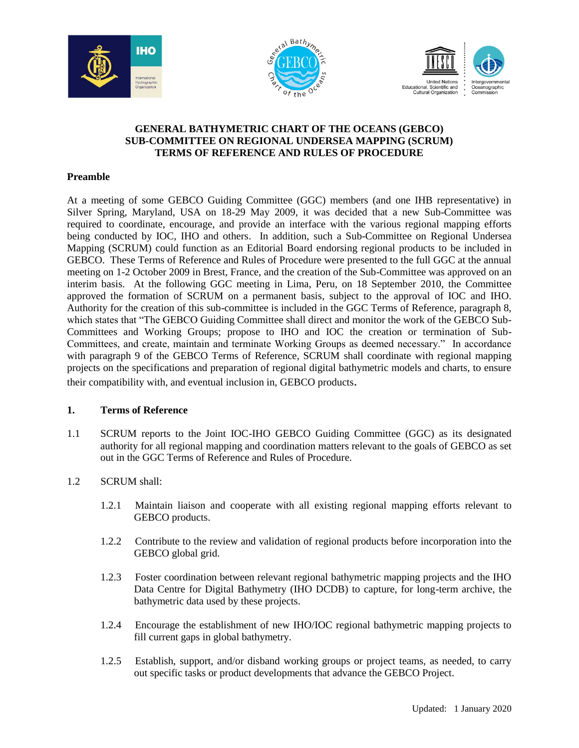# GENERAL BATHYMETRIC CHART OF THE OCEANS (GEBCO)
# SUB-COMMITTEE ON REGIONAL UNDERSEA MAPPING (SCRUM)
# TERMS OF REFERENCE AND RULES OF PROCEDURE

## Preamble

At a meeting of some GEBCO Guiding Committee (GGC) members (and one IHB representative) in Silver Spring, Maryland, USA on 18-29 May 2009, it was decided that a new Sub-Committee was required to coordinate, encourage, and provide an interface with the various regional mapping efforts being conducted by IOC, IHO and others. In addition, such a Sub-Committee on Regional Undersea Mapping (SCRUM) could function as an Editorial Board endorsing regional products to be included in GEBCO. These Terms of Reference and Rules of Procedure were presented to the full GGC at the annual meeting on 1-2 October 2009 in Brest, France, and the creation of the Sub-Committee was approved on an interim basis. At the following GGC meeting in Lima, Peru, on 18 September 2010, the Committee approved the formation of SCRUM on a permanent basis, subject to the approval of IOC and IHO. Authority for the creation of this sub-committee is included in the GGC Terms of Reference, paragraph 8, which states that "The GEBCO Guiding Committee shall direct and monitor the work of the GEBCO Sub-Committees and Working Groups; propose to IHO and IOC the creation or termination of Sub-Committees, and create, maintain and terminate Working Groups as deemed necessary." In accordance with paragraph 9 of the GEBCO Terms of Reference, SCRUM shall coordinate with regional mapping projects on the specifications and preparation of regional digital bathymetric models and charts, to ensure their compatibility with, and eventual inclusion in, GEBCO products.

## 1. Terms of Reference

1.1 SCRUM reports to the Joint IOC-IHO GEBCO Guiding Committee (GGC) as its designated authority for all regional mapping and coordination matters relevant to the goals of GEBCO as set out in the GGC Terms of Reference and Rules of Procedure.

1.2 SCRUM shall:

- 1.2.1 Maintain liaison and cooperate with all existing regional mapping efforts relevant to GEBCO products.
- 1.2.2 Contribute to the review and validation of regional products before incorporation into the GEBCO global grid.
- 1.2.3 Foster coordination between relevant regional bathymetric mapping projects and the IHO Data Centre for Digital Bathymetry (IHO DCDB) to capture, for long-term archive, the bathymetric data used by these projects.
- 1.2.4 Encourage the establishment of new IHO/IOC regional bathymetric mapping projects to fill current gaps in global bathymetry.
- 1.2.5 Establish, support, and/or disband working groups or project teams, as needed, to carry out specific tasks or product developments that advance the GEBCO Project.

Updated: 1 January 2020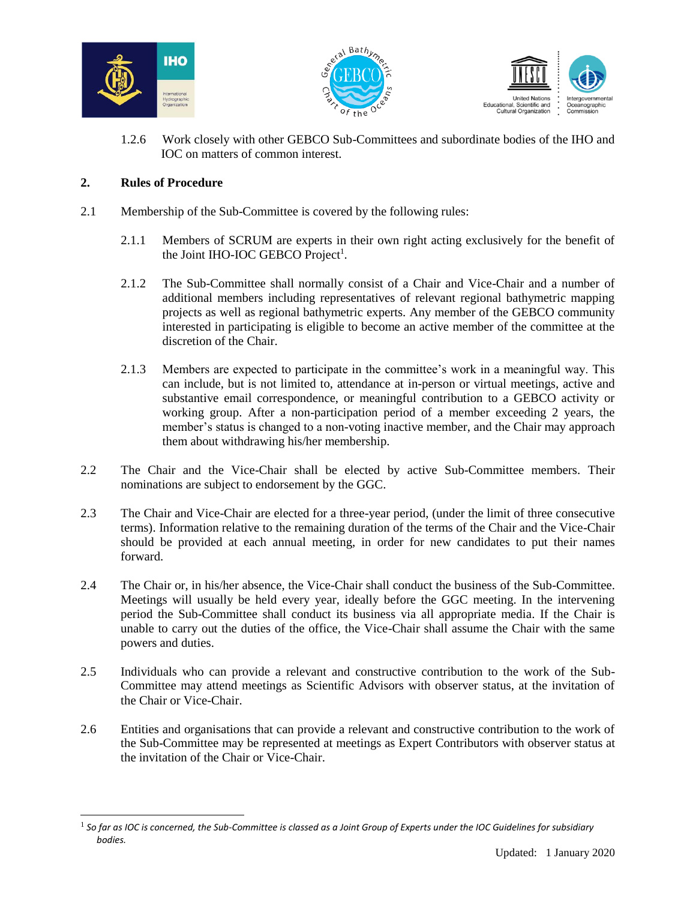1.2.6 Work closely with other GEBCO Sub-Committees and subordinate bodies of the IHO and IOC on matters of common interest.

## 2. Rules of Procedure

2.1 Membership of the Sub-Committee is covered by the following rules:

2.1.1 Members of SCRUM are experts in their own right acting exclusively for the benefit of the Joint IHO-IOC GEBCO Project[1].

2.1.2 The Sub-Committee shall normally consist of a Chair and Vice-Chair and a number of additional members including representatives of relevant regional bathymetric mapping projects as well as regional bathymetric experts. Any member of the GEBCO community interested in participating is eligible to become an active member of the committee at the discretion of the Chair.

2.1.3 Members are expected to participate in the committee's work in a meaningful way. This can include, but is not limited to, attendance at in-person or virtual meetings, active and substantive email correspondence, or meaningful contribution to a GEBCO activity or working group. After a non-participation period of a member exceeding 2 years, the member's status is changed to a non-voting inactive member, and the Chair may approach them about withdrawing his/her membership.

2.2 The Chair and the Vice-Chair shall be elected by active Sub-Committee members. Their nominations are subject to endorsement by the GGC.

2.3 The Chair and Vice-Chair are elected for a three-year period, (under the limit of three consecutive terms). Information relative to the remaining duration of the terms of the Chair and the Vice-Chair should be provided at each annual meeting, in order for new candidates to put their names forward.

2.4 The Chair or, in his/her absence, the Vice-Chair shall conduct the business of the Sub-Committee. Meetings will usually be held every year, ideally before the GGC meeting. In the intervening period the Sub-Committee shall conduct its business via all appropriate media. If the Chair is unable to carry out the duties of the office, the Vice-Chair shall assume the Chair with the same powers and duties.

2.5 Individuals who can provide a relevant and constructive contribution to the work of the Sub-Committee may attend meetings as Scientific Advisors with observer status, at the invitation of the Chair or Vice-Chair.

2.6 Entities and organisations that can provide a relevant and constructive contribution to the work of the Sub-Committee may be represented at meetings as Expert Contributors with observer status at the invitation of the Chair or Vice-Chair.

---

[1] *So far as IOC is concerned, the Sub-Committee is classed as a Joint Group of Experts under the IOC Guidelines for subsidiary bodies.*

Updated: 1 January 2020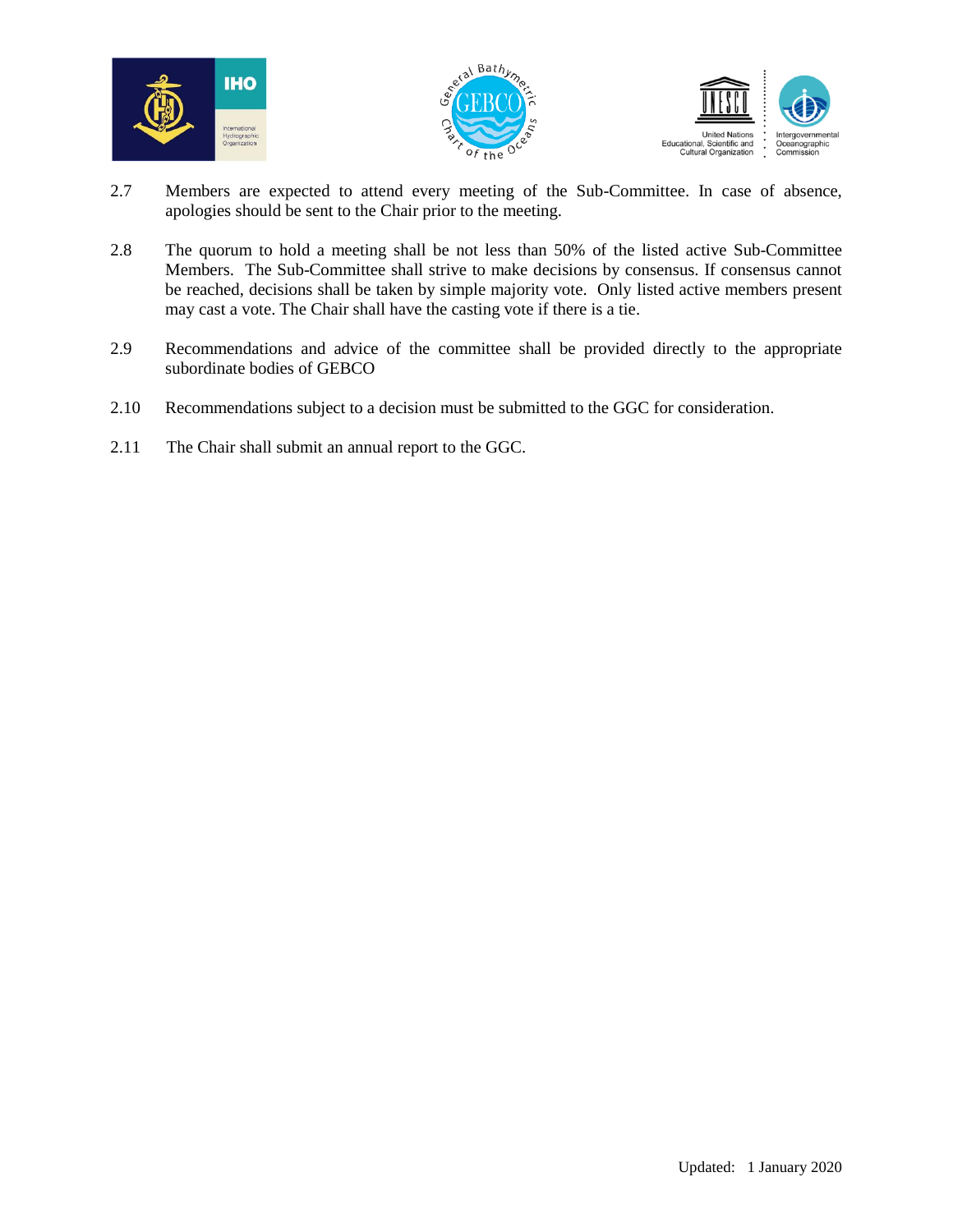2.7 Members are expected to attend every meeting of the Sub-Committee. In case of absence, apologies should be sent to the Chair prior to the meeting.

2.8 The quorum to hold a meeting shall be not less than 50% of the listed active Sub-Committee Members. The Sub-Committee shall strive to make decisions by consensus. If consensus cannot be reached, decisions shall be taken by simple majority vote. Only listed active members present may cast a vote. The Chair shall have the casting vote if there is a tie.

2.9 Recommendations and advice of the committee shall be provided directly to the appropriate subordinate bodies of GEBCO

2.10 Recommendations subject to a decision must be submitted to the GGC for consideration.

2.11 The Chair shall submit an annual report to the GGC.

Updated: 1 January 2020